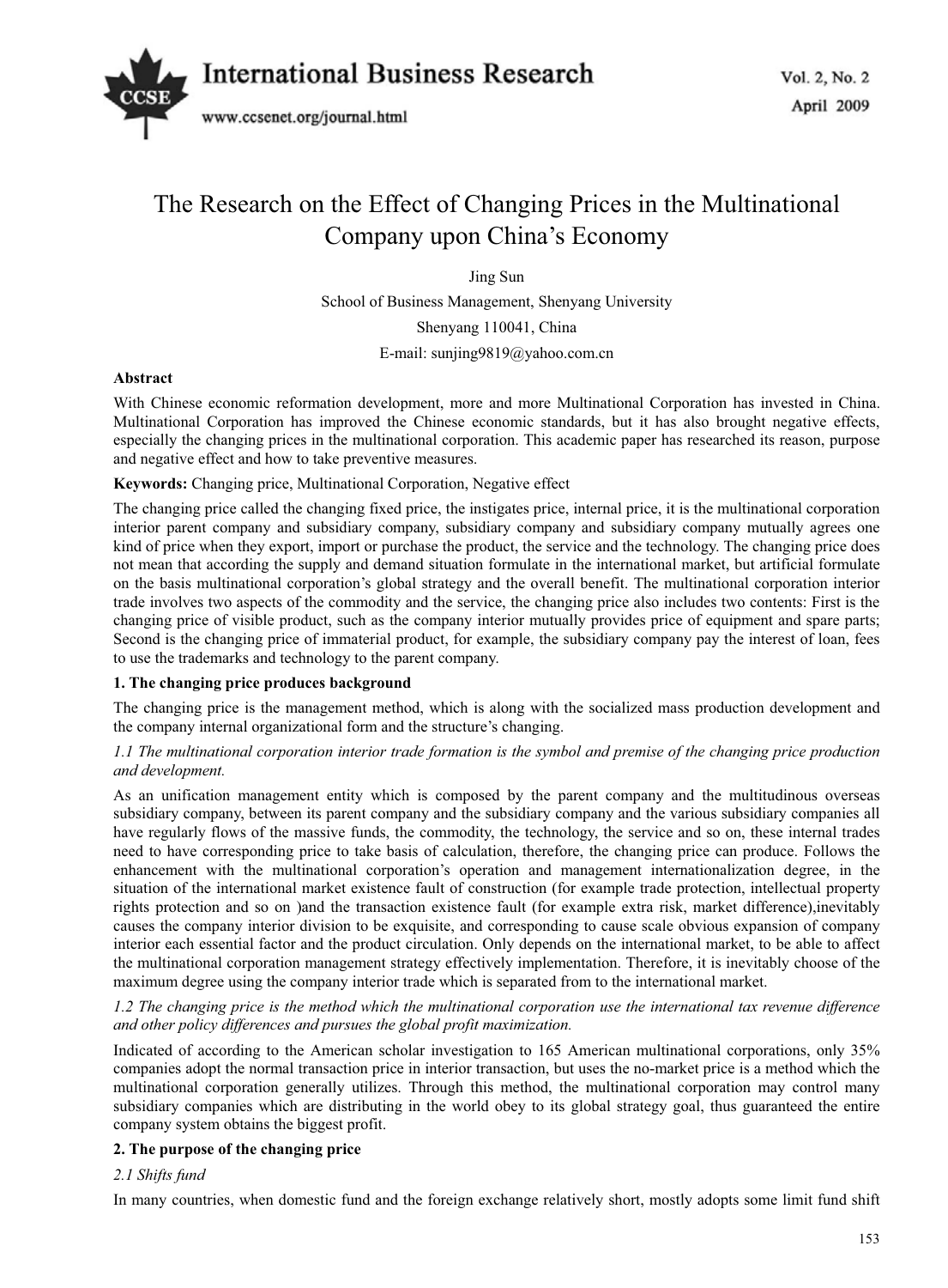# The Research on the Effect of Changing Prices in the Multinational Company upon China's Economy

Jing Sun

School of Business Management, Shenyang University

Shenyang 110041, China

E-mail: sunjing9819@yahoo.com.cn

**Abstract**

With Chinese economic reformation development, more and more Multinational Corporation has invested in China. Multinational Corporation has improved the Chinese economic standards, but it has also brought negative effects, especially the changing prices in the multinational corporation. This academic paper has researched its reason, purpose and negative effect and how to take preventive measures.

**Keywords:** Changing price, Multinational Corporation, Negative effect

The changing price called the changing fixed price, the instigates price, internal price, it is the multinational corporation interior parent company and subsidiary company, subsidiary company and subsidiary company mutually agrees one kind of price when they export, import or purchase the product, the service and the technology. The changing price does not mean that according the supply and demand situation formulate in the international market, but artificial formulate on the basis multinational corporation's global strategy and the overall benefit. The multinational corporation interior trade involves two aspects of the commodity and the service, the changing price also includes two contents: First is the changing price of visible product, such as the company interior mutually provides price of equipment and spare parts; Second is the changing price of immaterial product, for example, the subsidiary company pay the interest of loan, fees to use the trademarks and technology to the parent company.

## 1. The changing price produces background

The changing price is the management method, which is along with the socialized mass production development and the company internal organizational form and the structure's changing.

*1.1 The multinational corporation interior trade formation is the symbol and premise of the changing price production and development.*

As an unification management entity which is composed by the parent company and the multitudinous overseas subsidiary company, between its parent company and the subsidiary company and the various subsidiary companies all have regularly flows of the massive funds, the commodity, the technology, the service and so on, these internal trades need to have corresponding price to take basis of calculation, therefore, the changing price can produce. Follows the enhancement with the multinational corporation's operation and management internationalization degree, in the situation of the international market existence fault of construction (for example trade protection, intellectual property rights protection and so on )and the transaction existence fault (for example extra risk, market difference),inevitably causes the company interior division to be exquisite, and corresponding to cause scale obvious expansion of company interior each essential factor and the product circulation. Only depends on the international market, to be able to affect the multinational corporation management strategy effectively implementation. Therefore, it is inevitably choose of the maximum degree using the company interior trade which is separated from to the international market.

*1.2 The changing price is the method which the multinational corporation use the international tax revenue difference and other policy differences and pursues the global profit maximization.*

Indicated of according to the American scholar investigation to 165 American multinational corporations, only 35% companies adopt the normal transaction price in interior transaction, but uses the no-market price is a method which the multinational corporation generally utilizes. Through this method, the multinational corporation may control many subsidiary companies which are distributing in the world obey to its global strategy goal, thus guaranteed the entire company system obtains the biggest profit.

## 2. The purpose of the changing price

*2.1 Shifts fund*

In many countries, when domestic fund and the foreign exchange relatively short, mostly adopts some limit fund shift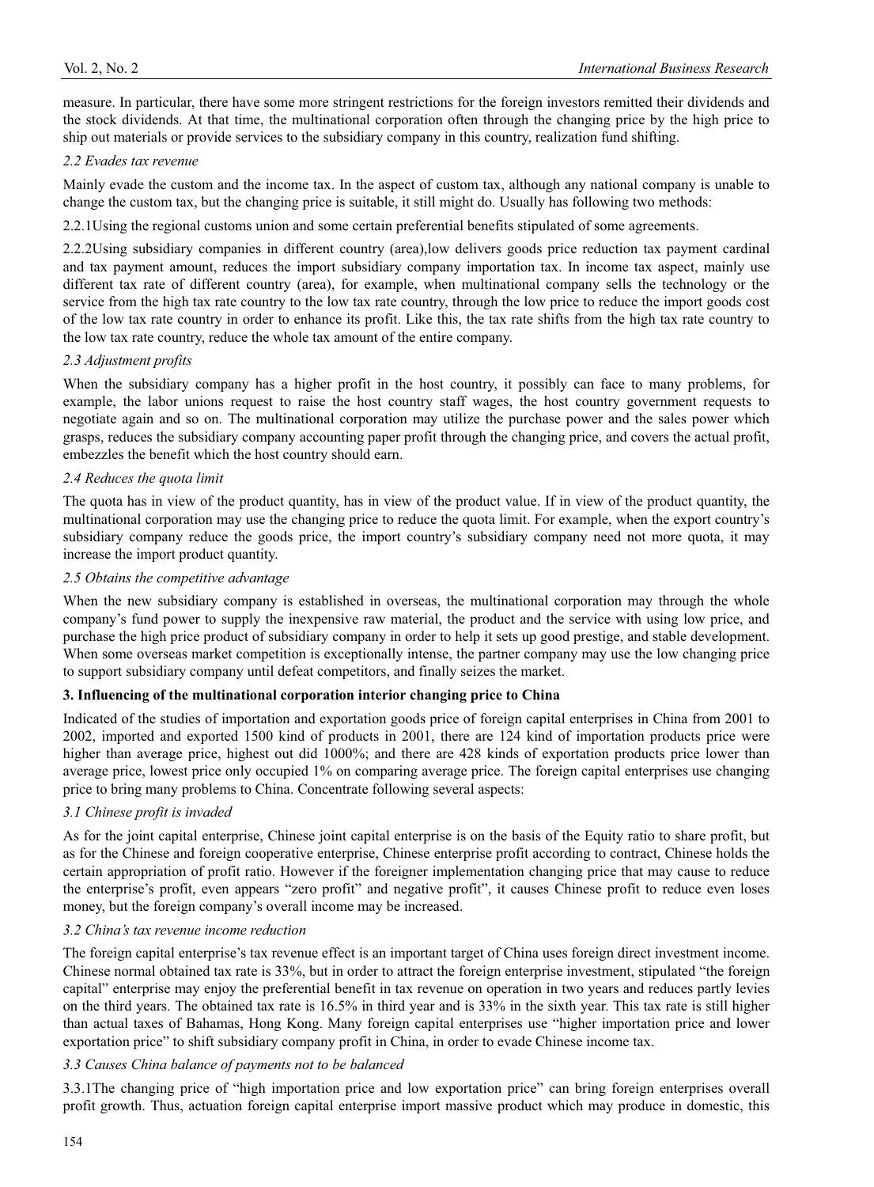measure. In particular, there have some more stringent restrictions for the foreign investors remitted their dividends and the stock dividends. At that time, the multinational corporation often through the changing price by the high price to ship out materials or provide services to the subsidiary company in this country, realization fund shifting.

### *2.2 Evades tax revenue*

Mainly evade the custom and the income tax. In the aspect of custom tax, although any national company is unable to change the custom tax, but the changing price is suitable, it still might do. Usually has following two methods:

2.2.1Using the regional customs union and some certain preferential benefits stipulated of some agreements.

2.2.2Using subsidiary companies in different country (area),low delivers goods price reduction tax payment cardinal and tax payment amount, reduces the import subsidiary company importation tax. In income tax aspect, mainly use different tax rate of different country (area), for example, when multinational company sells the technology or the service from the high tax rate country to the low tax rate country, through the low price to reduce the import goods cost of the low tax rate country in order to enhance its profit. Like this, the tax rate shifts from the high tax rate country to the low tax rate country, reduce the whole tax amount of the entire company.

### *2.3 Adjustment profits*

When the subsidiary company has a higher profit in the host country, it possibly can face to many problems, for example, the labor unions request to raise the host country staff wages, the host country government requests to negotiate again and so on. The multinational corporation may utilize the purchase power and the sales power which grasps, reduces the subsidiary company accounting paper profit through the changing price, and covers the actual profit, embezzles the benefit which the host country should earn.

### *2.4 Reduces the quota limit*

The quota has in view of the product quantity, has in view of the product value. If in view of the product quantity, the multinational corporation may use the changing price to reduce the quota limit. For example, when the export country's subsidiary company reduce the goods price, the import country's subsidiary company need not more quota, it may increase the import product quantity.

### *2.5 Obtains the competitive advantage*

When the new subsidiary company is established in overseas, the multinational corporation may through the whole company's fund power to supply the inexpensive raw material, the product and the service with using low price, and purchase the high price product of subsidiary company in order to help it sets up good prestige, and stable development. When some overseas market competition is exceptionally intense, the partner company may use the low changing price to support subsidiary company until defeat competitors, and finally seizes the market.

## **3. Influencing of the multinational corporation interior changing price to China**

Indicated of the studies of importation and exportation goods price of foreign capital enterprises in China from 2001 to 2002, imported and exported 1500 kind of products in 2001, there are 124 kind of importation products price were higher than average price, highest out did 1000%; and there are 428 kinds of exportation products price lower than average price, lowest price only occupied 1% on comparing average price. The foreign capital enterprises use changing price to bring many problems to China. Concentrate following several aspects:

### *3.1 Chinese profit is invaded*

As for the joint capital enterprise, Chinese joint capital enterprise is on the basis of the Equity ratio to share profit, but as for the Chinese and foreign cooperative enterprise, Chinese enterprise profit according to contract, Chinese holds the certain appropriation of profit ratio. However if the foreigner implementation changing price that may cause to reduce the enterprise's profit, even appears "zero profit" and negative profit", it causes Chinese profit to reduce even loses money, but the foreign company's overall income may be increased.

### *3.2 China's tax revenue income reduction*

The foreign capital enterprise's tax revenue effect is an important target of China uses foreign direct investment income. Chinese normal obtained tax rate is 33%, but in order to attract the foreign enterprise investment, stipulated "the foreign capital" enterprise may enjoy the preferential benefit in tax revenue on operation in two years and reduces partly levies on the third years. The obtained tax rate is 16.5% in third year and is 33% in the sixth year. This tax rate is still higher than actual taxes of Bahamas, Hong Kong. Many foreign capital enterprises use "higher importation price and lower exportation price" to shift subsidiary company profit in China, in order to evade Chinese income tax.

### *3.3 Causes China balance of payments not to be balanced*

3.3.1The changing price of "high importation price and low exportation price" can bring foreign enterprises overall profit growth. Thus, actuation foreign capital enterprise import massive product which may produce in domestic, this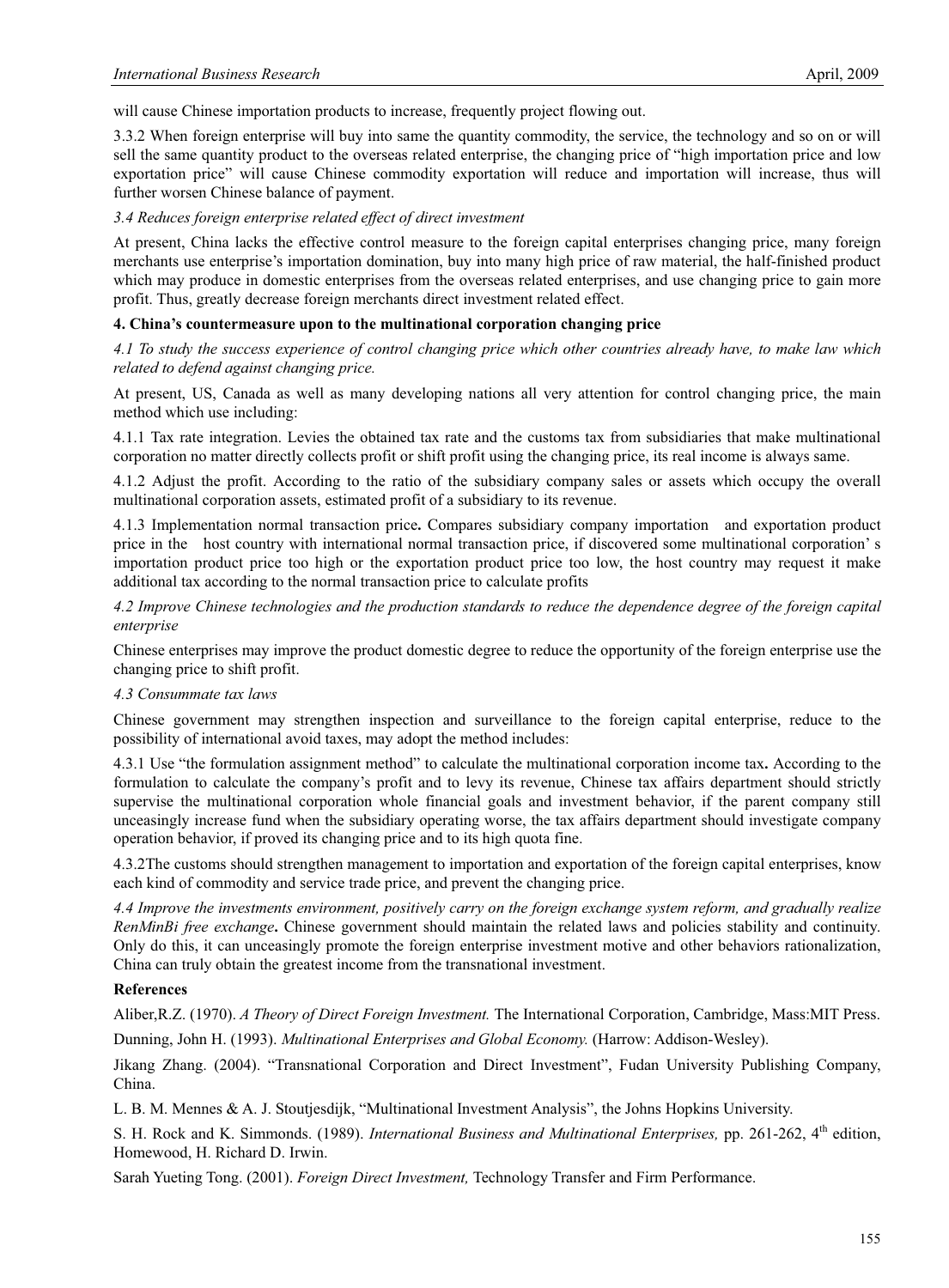will cause Chinese importation products to increase, frequently project flowing out.

3.3.2 When foreign enterprise will buy into same the quantity commodity, the service, the technology and so on or will sell the same quantity product to the overseas related enterprise, the changing price of "high importation price and low exportation price" will cause Chinese commodity exportation will reduce and importation will increase, thus will further worsen Chinese balance of payment.

*3.4 Reduces foreign enterprise related effect of direct investment*

At present, China lacks the effective control measure to the foreign capital enterprises changing price, many foreign merchants use enterprise's importation domination, buy into many high price of raw material, the half-finished product which may produce in domestic enterprises from the overseas related enterprises, and use changing price to gain more profit. Thus, greatly decrease foreign merchants direct investment related effect.

## 4. China's countermeasure upon to the multinational corporation changing price

*4.1 To study the success experience of control changing price which other countries already have, to make law which related to defend against changing price.*

At present, US, Canada as well as many developing nations all very attention for control changing price, the main method which use including:

4.1.1 Tax rate integration. Levies the obtained tax rate and the customs tax from subsidiaries that make multinational corporation no matter directly collects profit or shift profit using the changing price, its real income is always same.

4.1.2 Adjust the profit. According to the ratio of the subsidiary company sales or assets which occupy the overall multinational corporation assets, estimated profit of a subsidiary to its revenue.

4.1.3 Implementation normal transaction price**.** Compares subsidiary company importation and exportation product price in the host country with international normal transaction price, if discovered some multinational corporation' s importation product price too high or the exportation product price too low, the host country may request it make additional tax according to the normal transaction price to calculate profits

*4.2 Improve Chinese technologies and the production standards to reduce the dependence degree of the foreign capital enterprise*

Chinese enterprises may improve the product domestic degree to reduce the opportunity of the foreign enterprise use the changing price to shift profit.

*4.3 Consummate tax laws*

Chinese government may strengthen inspection and surveillance to the foreign capital enterprise, reduce to the possibility of international avoid taxes, may adopt the method includes:

4.3.1 Use "the formulation assignment method" to calculate the multinational corporation income tax**.** According to the formulation to calculate the company's profit and to levy its revenue, Chinese tax affairs department should strictly supervise the multinational corporation whole financial goals and investment behavior, if the parent company still unceasingly increase fund when the subsidiary operating worse, the tax affairs department should investigate company operation behavior, if proved its changing price and to its high quota fine.

4.3.2The customs should strengthen management to importation and exportation of the foreign capital enterprises, know each kind of commodity and service trade price, and prevent the changing price.

*4.4 Improve the investments environment, positively carry on the foreign exchange system reform, and gradually realize RenMinBi free exchange***.** Chinese government should maintain the related laws and policies stability and continuity. Only do this, it can unceasingly promote the foreign enterprise investment motive and other behaviors rationalization, China can truly obtain the greatest income from the transnational investment.

## References

Aliber,R.Z. (1970). *A Theory of Direct Foreign Investment.* The International Corporation, Cambridge, Mass:MIT Press.

Dunning, John H. (1993). *Multinational Enterprises and Global Economy.* (Harrow: Addison-Wesley).

Jikang Zhang. (2004). "Transnational Corporation and Direct Investment", Fudan University Publishing Company, China.

L. B. M. Mennes & A. J. Stoutjesdijk, "Multinational Investment Analysis", the Johns Hopkins University.

S. H. Rock and K. Simmonds. (1989). *International Business and Multinational Enterprises,* pp. 261-262, 4th edition, Homewood, H. Richard D. Irwin.

Sarah Yueting Tong. (2001). *Foreign Direct Investment,* Technology Transfer and Firm Performance.